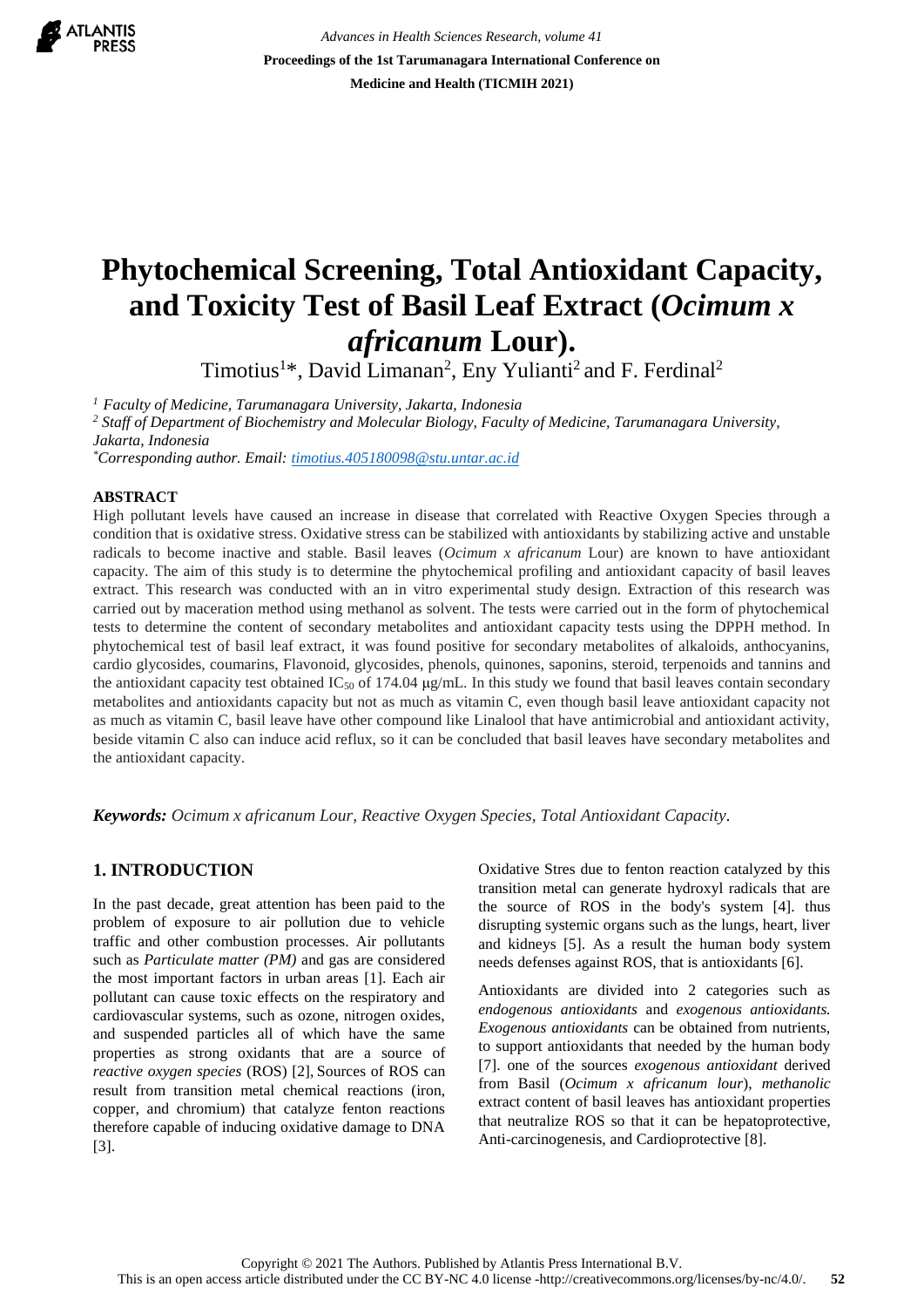# Phytochemical Screening, Total Antioxidant Capacity, and Toxicity Test of Basil Leaf Extract (*Ocimum x africanum* Lour).

Timotius[1]*, David Limanan[2], Eny Yulianti[2] and F. Ferdinal[2]

*[1] Faculty of Medicine, Tarumanagara University, Jakarta, Indonesia*
*[2] Staff of Department of Biochemistry and Molecular Biology, Faculty of Medicine, Tarumanagara University, Jakarta, Indonesia*
*Corresponding author. Email: timotius.405180098@stu.untar.ac.id*

## ABSTRACT

High pollutant levels have caused an increase in disease that correlated with Reactive Oxygen Species through a condition that is oxidative stress. Oxidative stress can be stabilized with antioxidants by stabilizing active and unstable radicals to become inactive and stable. Basil leaves (*Ocimum x africanum* Lour) are known to have antioxidant capacity. The aim of this study is to determine the phytochemical profiling and antioxidant capacity of basil leaves extract. This research was conducted with an in vitro experimental study design. Extraction of this research was carried out by maceration method using methanol as solvent. The tests were carried out in the form of phytochemical tests to determine the content of secondary metabolites and antioxidant capacity tests using the DPPH method. In phytochemical test of basil leaf extract, it was found positive for secondary metabolites of alkaloids, anthocyanins, cardio glycosides, coumarins, Flavonoid, glycosides, phenols, quinones, saponins, steroid, terpenoids and tannins and the antioxidant capacity test obtained $IC_{50}$ of 174.04 μg/mL. In this study we found that basil leaves contain secondary metabolites and antioxidants capacity but not as much as vitamin C, even though basil leave antioxidant capacity not as much as vitamin C, basil leave have other compound like Linalool that have antimicrobial and antioxidant activity, beside vitamin C also can induce acid reflux, so it can be concluded that basil leaves have secondary metabolites and the antioxidant capacity.

***Keywords:*** *Ocimum x africanum Lour, Reactive Oxygen Species, Total Antioxidant Capacity.*

## 1. INTRODUCTION

In the past decade, great attention has been paid to the problem of exposure to air pollution due to vehicle traffic and other combustion processes. Air pollutants such as *Particulate matter (PM)* and gas are considered the most important factors in urban areas [1]. Each air pollutant can cause toxic effects on the respiratory and cardiovascular systems, such as ozone, nitrogen oxides, and suspended particles all of which have the same properties as strong oxidants that are a source of *reactive oxygen species* (ROS) [2], Sources of ROS can result from transition metal chemical reactions (iron, copper, and chromium) that catalyze fenton reactions therefore capable of inducing oxidative damage to DNA [3].

Oxidative Stres due to fenton reaction catalyzed by this transition metal can generate hydroxyl radicals that are the source of ROS in the body's system [4]. thus disrupting systemic organs such as the lungs, heart, liver and kidneys [5]. As a result the human body system needs defenses against ROS, that is antioxidants [6].

Antioxidants are divided into 2 categories such as *endogenous antioxidants* and *exogenous antioxidants. Exogenous antioxidants* can be obtained from nutrients, to support antioxidants that needed by the human body [7]. one of the sources *exogenous antioxidant* derived from Basil (*Ocimum x africanum lour*), *methanolic* extract content of basil leaves has antioxidant properties that neutralize ROS so that it can be hepatoprotective, Anti-carcinogenesis, and Cardioprotective [8].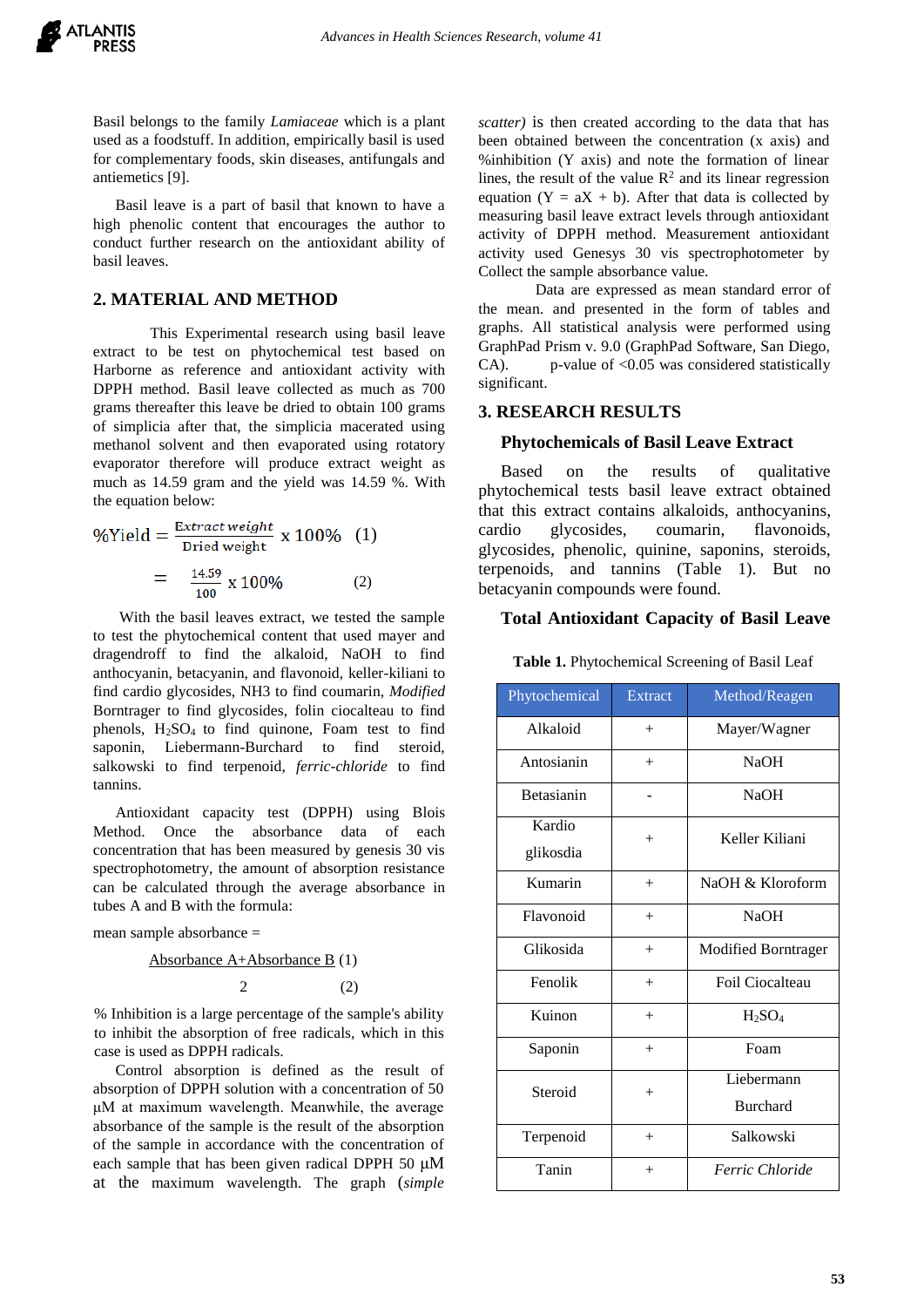Basil belongs to the family *Lamiaceae* which is a plant used as a foodstuff. In addition, empirically basil is used for complementary foods, skin diseases, antifungals and antiemetics [9].

Basil leave is a part of basil that known to have a high phenolic content that encourages the author to conduct further research on the antioxidant ability of basil leaves.

## 2. MATERIAL AND METHOD

This Experimental research using basil leave extract to be test on phytochemical test based on Harborne as reference and antioxidant activity with DPPH method. Basil leave collected as much as 700 grams thereafter this leave be dried to obtain 100 grams of simplicia after that, the simplicia macerated using methanol solvent and then evaporated using rotatory evaporator therefore will produce extract weight as much as 14.59 gram and the yield was 14.59 %. With the equation below:

$$\%\text{Yield} = \frac{\textit{Extract weight}}{\text{Dried weight}} \times 100\% \quad (1)$$

$$= \frac{14.59}{100} \times 100\% \quad (2)$$

With the basil leaves extract, we tested the sample to test the phytochemical content that used mayer and dragendroff to find the alkaloid, NaOH to find anthocyanin, betacyanin, and flavonoid, keller-kiliani to find cardio glycosides, NH3 to find coumarin, *Modified* Borntrager to find glycosides, folin ciocaltEau to find phenols, $H_2SO_4$ to find quinone, Foam test to find saponin, Liebermann-Burchard to find steroid, salkowski to find terpenoid, *ferric-chloride* to find tannins.

Antioxidant capacity test (DPPH) using Blois Method. Once the absorbance data of each concentration that has been measured by genesis 30 vis spectrophotometry, the amount of absorption resistance can be calculated through the average absorbance in tubes A and B with the formula:

mean sample absorbance =

$$\frac{\text{Absorbance A} + \text{Absorbance B}}{2} \quad (1)\ (2)$$

% Inhibition is a large percentage of the sample's ability to inhibit the absorption of free radicals, which in this case is used as DPPH radicals.

Control absorption is defined as the result of absorption of DPPH solution with a concentration of 50 μM at maximum wavelength. Meanwhile, the average absorbance of the sample is the result of the absorption of the sample in accordance with the concentration of each sample that has been given radical DPPH 50 μM at the maximum wavelength. The graph (*simple scatter)* is then created according to the data that has been obtained between the concentration (x axis) and %inhibition (Y axis) and note the formation of linear lines, the result of the value $R^2$ and its linear regression equation ($Y = aX + b$). After that data is collected by measuring basil leave extract levels through antioxidant activity of DPPH method. Measurement antioxidant activity used Genesys 30 vis spectrophotometer by Collect the sample absorbance value.

Data are expressed as mean standard error of the mean. and presented in the form of tables and graphs. All statistical analysis were performed using GraphPad Prism v. 9.0 (GraphPad Software, San Diego, CA). p-value of <0.05 was considered statistically significant.

## 3. RESEARCH RESULTS

### Phytochemicals of Basil Leave Extract

Based on the results of qualitative phytochemical tests basil leave extract obtained that this extract contains alkaloids, anthocyanins, cardio glycosides, coumarin, flavonoids, glycosides, phenolic, quinine, saponins, steroids, terpenoids, and tannins (Table 1). But no betacyanin compounds were found.

### Total Antioxidant Capacity of Basil Leave

**Table 1.** Phytochemical Screening of Basil Leaf

| Phytochemical | Extract | Method/Reagen |
|---|---|---|
| Alkaloid | + | Mayer/Wagner |
| Antosianin | + | NaOH |
| Betasianin | - | NaOH |
| Kardio glikosdia | + | Keller Kiliani |
| Kumarin | + | NaOH & Kloroform |
| Flavonoid | + | NaOH |
| Glikosida | + | Modified Borntrager |
| Fenolik | + | Foil Ciocalteau |
| Kuinon | + | $H_2SO_4$ |
| Saponin | + | Foam |
| Steroid | + | Liebermann Burchard |
| Terpenoid | + | Salkowski |
| Tanin | + | *Ferric Chloride* |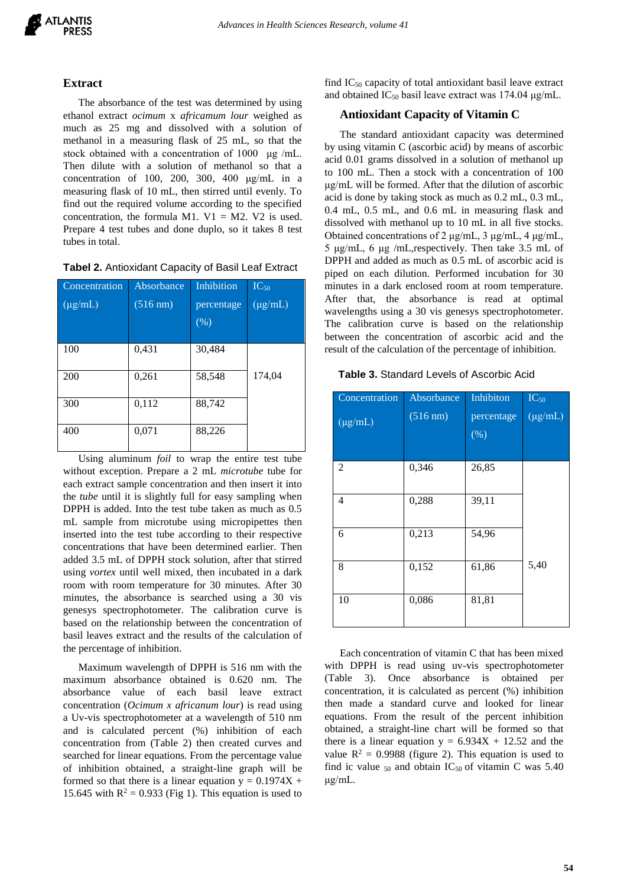### Extract

The absorbance of the test was determined by using ethanol extract *ocimum* x *africamum lour* weighed as much as 25 mg and dissolved with a solution of methanol in a measuring flask of 25 mL, so that the stock obtained with a concentration of 1000 µg /mL. Then dilute with a solution of methanol so that a concentration of 100, 200, 300, 400 µg/mL in a measuring flask of 10 mL, then stirred until evenly. To find out the required volume according to the specified concentration, the formula M1. V1 = M2. V2 is used. Prepare 4 test tubes and done duplo, so it takes 8 test tubes in total.

**Tabel 2.** Antioxidant Capacity of Basil Leaf Extract

| Concentration (µg/mL) | Absorbance (516 nm) | Inhibition percentage (%) | $IC_{50}$ (µg/mL) |
|---|---|---|---|
| 100 | 0,431 | 30,484 | |
| 200 | 0,261 | 58,548 | 174,04 |
| 300 | 0,112 | 88,742 | |
| 400 | 0,071 | 88,226 | |

Using aluminum *foil* to wrap the entire test tube without exception. Prepare a 2 mL *microtube* tube for each extract sample concentration and then insert it into the *tube* until it is slightly full for easy sampling when DPPH is added. Into the test tube taken as much as 0.5 mL sample from microtube using micropipettes then inserted into the test tube according to their respective concentrations that have been determined earlier. Then added 3.5 mL of DPPH stock solution, after that stirred using *vortex* until well mixed, then incubated in a dark room with room temperature for 30 minutes. After 30 minutes, the absorbance is searched using a 30 vis genesys spectrophotometer. The calibration curve is based on the relationship between the concentration of basil leaves extract and the results of the calculation of the percentage of inhibition.

Maximum wavelength of DPPH is 516 nm with the maximum absorbance obtained is 0.620 nm. The absorbance value of each basil leave extract concentration (*Ocimum x africanum lour*) is read using a Uv-vis spectrophotometer at a wavelength of 510 nm and is calculated percent (%) inhibition of each concentration from (Table 2) then created curves and searched for linear equations. From the percentage value of inhibition obtained, a straight-line graph will be formed so that there is a linear equation $y = 0.1974X + 15.645$ with $R^2 = 0.933$ (Fig 1). This equation is used to find $IC_{50}$ capacity of total antioxidant basil leave extract and obtained $IC_{50}$ basil leave extract was 174.04 µg/mL.

### Antioxidant Capacity of Vitamin C

The standard antioxidant capacity was determined by using vitamin C (ascorbic acid) by means of ascorbic acid 0.01 grams dissolved in a solution of methanol up to 100 mL. Then a stock with a concentration of 100 µg/mL will be formed. After that the dilution of ascorbic acid is done by taking stock as much as 0.2 mL, 0.3 mL, 0.4 mL, 0.5 mL, and 0.6 mL in measuring flask and dissolved with methanol up to 10 mL in all five stocks. Obtained concentrations of 2 µg/mL, 3 µg/mL, 4 µg/mL, 5 µg/mL, 6 µg /mL,respectively. Then take 3.5 mL of DPPH and added as much as 0.5 mL of ascorbic acid is piped on each dilution. Performed incubation for 30 minutes in a dark enclosed room at room temperature. After that, the absorbance is read at optimal wavelengths using a 30 vis genesys spectrophotometer. The calibration curve is based on the relationship between the concentration of ascorbic acid and the result of the calculation of the percentage of inhibition.

**Table 3.** Standard Levels of Ascorbic Acid

| Concentration (µg/mL) | Absorbance (516 nm) | Inhibiton percentage (%) | $IC_{50}$ (µg/mL) |
|---|---|---|---|
| 2 | 0,346 | 26,85 | |
| 4 | 0,288 | 39,11 | |
| 6 | 0,213 | 54,96 | |
| 8 | 0,152 | 61,86 | 5,40 |
| 10 | 0,086 | 81,81 | |

Each concentration of vitamin C that has been mixed with DPPH is read using uv-vis spectrophotometer (Table 3). Once absorbance is obtained per concentration, it is calculated as percent (%) inhibition then made a standard curve and looked for linear equations. From the result of the percent inhibition obtained, a straight-line chart will be formed so that there is a linear equation $y = 6.934X + 12.52$ and the value $R^2 = 0.9988$ (figure 2). This equation is used to find ic value $_{50}$ and obtain $IC_{50}$ of vitamin C was 5.40 µg/mL.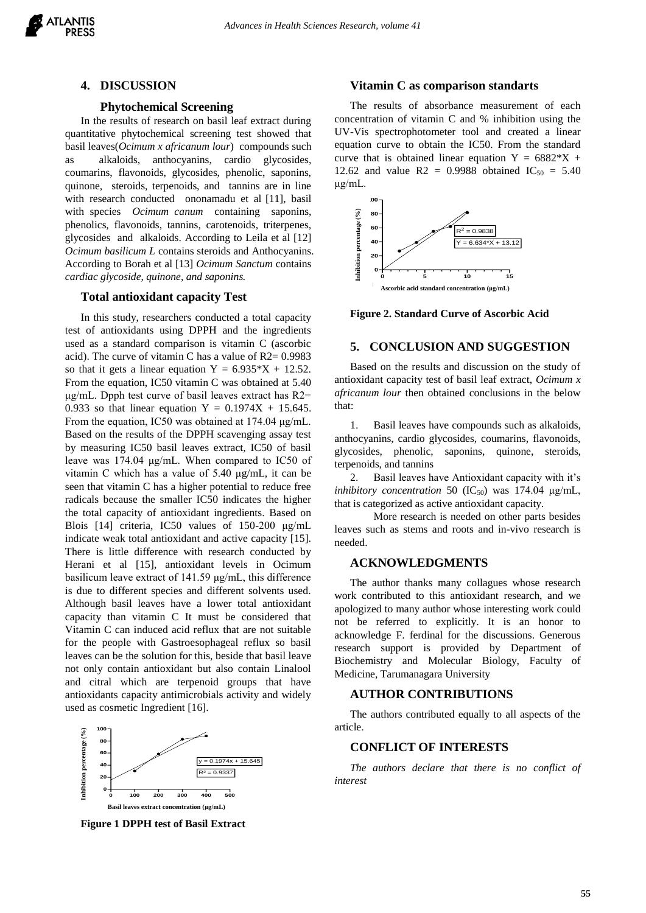## 4. DISCUSSION

### Phytochemical Screening

In the results of research on basil leaf extract during quantitative phytochemical screening test showed that basil leaves(*Ocimum x africanum lour*) compounds such as alkaloids, anthocyanins, cardio glycosides, coumarins, flavonoids, glycosides, phenolic, saponins, quinone, steroids, terpenoids, and tannins are in line with research conducted ononamadu et al [11], basil with species *Ocimum canum* containing saponins, phenolics, flavonoids, tannins, carotenoids, triterpenes, glycosides and alkaloids. According to Leila et al [12] *Ocimum basilicum L* contains steroids and Anthocyanins. According to Borah et al [13] *Ocimum Sanctum* contains *cardiac glycoside, quinone, and saponins.*

### Total antioxidant capacity Test

In this study, researchers conducted a total capacity test of antioxidants using DPPH and the ingredients used as a standard comparison is vitamin C (ascorbic acid). The curve of vitamin C has a value of R2= 0.9983 so that it gets a linear equation Y = 6.935*X + 12.52. From the equation, IC50 vitamin C was obtained at 5.40 μg/mL. Dpph test curve of basil leaves extract has R2= 0.933 so that linear equation Y = 0.1974X + 15.645. From the equation, IC50 was obtained at 174.04 μg/mL. Based on the results of the DPPH scavenging assay test by measuring IC50 basil leaves extract, IC50 of basil leave was 174.04 μg/mL. When compared to IC50 of vitamin C which has a value of 5.40 μg/mL, it can be seen that vitamin C has a higher potential to reduce free radicals because the smaller IC50 indicates the higher the total capacity of antioxidant ingredients. Based on Blois [14] criteria, IC50 values of 150-200 μg/mL indicate weak total antioxidant and active capacity [15]. There is little difference with research conducted by Herani et al [15], antioxidant levels in Ocimum basilicum leave extract of 141.59 μg/mL, this difference is due to different species and different solvents used. Although basil leaves have a lower total antioxidant capacity than vitamin C It must be considered that Vitamin C can induced acid reflux that are not suitable for the people with Gastroesophageal reflux so basil leaves can be the solution for this, beside that basil leave not only contain antioxidant but also contain Linalool and citral which are terpenoid groups that have antioxidants capacity antimicrobials activity and widely used as cosmetic Ingredient [16].

**Figure 1 DPPH test of Basil Extract**

### Vitamin C as comparison standarts

The results of absorbance measurement of each concentration of vitamin C and % inhibition using the UV-Vis spectrophotometer tool and created a linear equation curve to obtain the IC50. From the standard curve that is obtained linear equation Y = 6882*X + 12.62 and value R2 = 0.9988 obtained $IC_{50}$ = 5.40 μg/mL.

**Figure 2. Standard Curve of Ascorbic Acid**

## 5. CONCLUSION AND SUGGESTION

Based on the results and discussion on the study of antioxidant capacity test of basil leaf extract, *Ocimum x africanum lour* then obtained conclusions in the below that:

1. Basil leaves have compounds such as alkaloids, anthocyanins, cardio glycosides, coumarins, flavonoids, glycosides, phenolic, saponins, quinone, steroids, terpenoids, and tannins
2. Basil leaves have Antioxidant capacity with it's *inhibitory concentration* 50 ($IC_{50}$) was 174.04 μg/mL, that is categorized as active antioxidant capacity.

More research is needed on other parts besides leaves such as stems and roots and in-vivo research is needed.

## ACKNOWLEDGMENTS

The author thanks many collagues whose research work contributed to this antioxidant research, and we apologized to many author whose interesting work could not be referred to explicitly. It is an honor to acknowledge F. ferdinal for the discussions. Generous research support is provided by Department of Biochemistry and Molecular Biology, Faculty of Medicine, Tarumanagara University

## AUTHOR CONTRIBUTIONS

The authors contributed equally to all aspects of the article.

## CONFLICT OF INTERESTS

*The authors declare that there is no conflict of interest*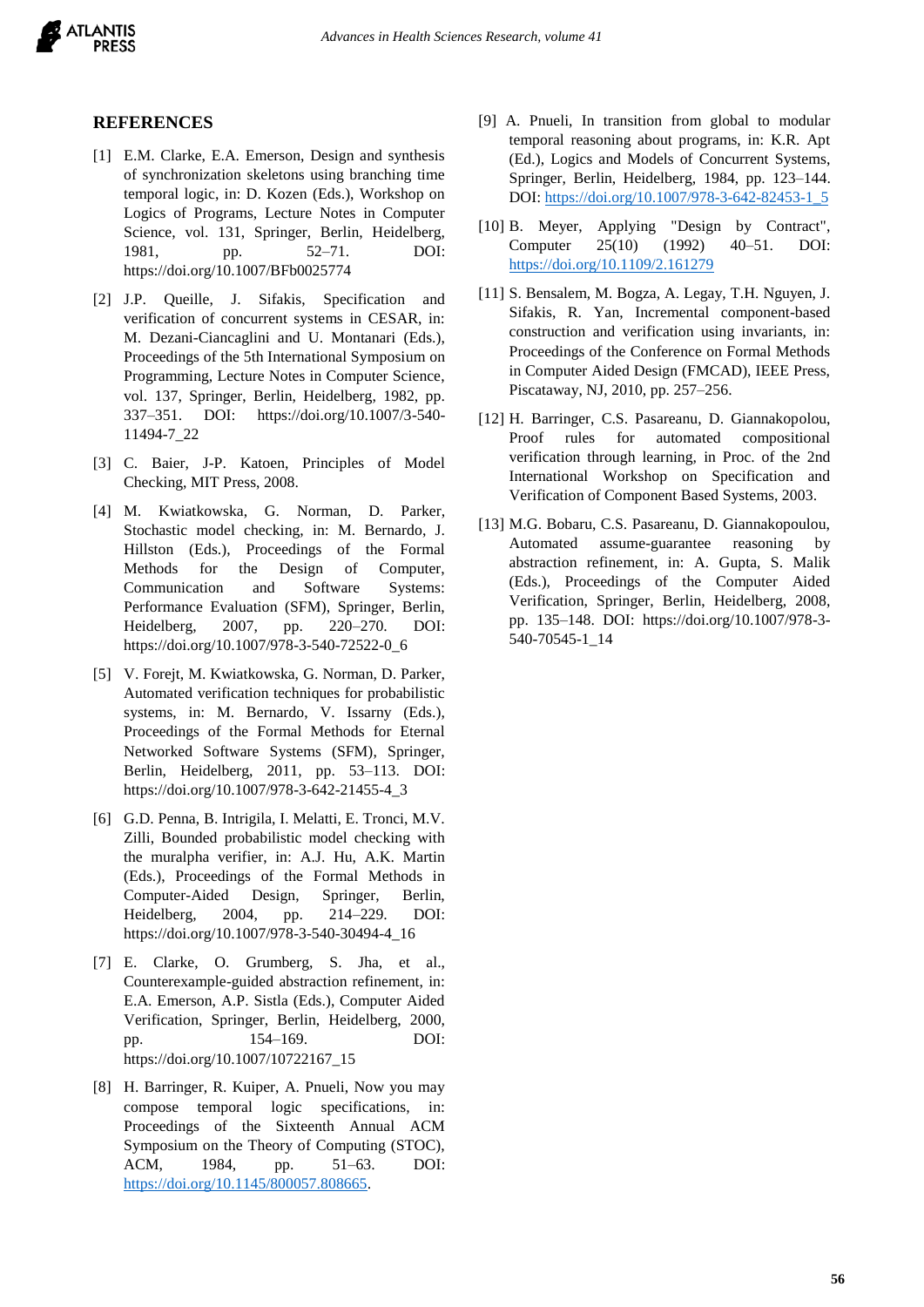## REFERENCES

[1] E.M. Clarke, E.A. Emerson, Design and synthesis of synchronization skeletons using branching time temporal logic, in: D. Kozen (Eds.), Workshop on Logics of Programs, Lecture Notes in Computer Science, vol. 131, Springer, Berlin, Heidelberg, 1981, pp. 52–71. DOI: https://doi.org/10.1007/BFb0025774

[2] J.P. Queille, J. Sifakis, Specification and verification of concurrent systems in CESAR, in: M. Dezani-Ciancaglini and U. Montanari (Eds.), Proceedings of the 5th International Symposium on Programming, Lecture Notes in Computer Science, vol. 137, Springer, Berlin, Heidelberg, 1982, pp. 337–351. DOI: https://doi.org/10.1007/3-540-11494-7_22

[3] C. Baier, J-P. Katoen, Principles of Model Checking, MIT Press, 2008.

[4] M. Kwiatkowska, G. Norman, D. Parker, Stochastic model checking, in: M. Bernardo, J. Hillston (Eds.), Proceedings of the Formal Methods for the Design of Computer, Communication and Software Systems: Performance Evaluation (SFM), Springer, Berlin, Heidelberg, 2007, pp. 220–270. DOI: https://doi.org/10.1007/978-3-540-72522-0_6

[5] V. Forejt, M. Kwiatkowska, G. Norman, D. Parker, Automated verification techniques for probabilistic systems, in: M. Bernardo, V. Issarny (Eds.), Proceedings of the Formal Methods for Eternal Networked Software Systems (SFM), Springer, Berlin, Heidelberg, 2011, pp. 53–113. DOI: https://doi.org/10.1007/978-3-642-21455-4_3

[6] G.D. Penna, B. Intrigila, I. Melatti, E. Tronci, M.V. Zilli, Bounded probabilistic model checking with the muralpha verifier, in: A.J. Hu, A.K. Martin (Eds.), Proceedings of the Formal Methods in Computer-Aided Design, Springer, Berlin, Heidelberg, 2004, pp. 214–229. DOI: https://doi.org/10.1007/978-3-540-30494-4_16

[7] E. Clarke, O. Grumberg, S. Jha, et al., Counterexample-guided abstraction refinement, in: E.A. Emerson, A.P. Sistla (Eds.), Computer Aided Verification, Springer, Berlin, Heidelberg, 2000, pp. 154–169. DOI: https://doi.org/10.1007/10722167_15

[8] H. Barringer, R. Kuiper, A. Pnueli, Now you may compose temporal logic specifications, in: Proceedings of the Sixteenth Annual ACM Symposium on the Theory of Computing (STOC), ACM, 1984, pp. 51–63. DOI: https://doi.org/10.1145/800057.808665.

[9] A. Pnueli, In transition from global to modular temporal reasoning about programs, in: K.R. Apt (Ed.), Logics and Models of Concurrent Systems, Springer, Berlin, Heidelberg, 1984, pp. 123–144. DOI: https://doi.org/10.1007/978-3-642-82453-1_5

[10] B. Meyer, Applying "Design by Contract", Computer 25(10) (1992) 40–51. DOI: https://doi.org/10.1109/2.161279

[11] S. Bensalem, M. Bogza, A. Legay, T.H. Nguyen, J. Sifakis, R. Yan, Incremental component-based construction and verification using invariants, in: Proceedings of the Conference on Formal Methods in Computer Aided Design (FMCAD), IEEE Press, Piscataway, NJ, 2010, pp. 257–256.

[12] H. Barringer, C.S. Pasareanu, D. Giannakopolou, Proof rules for automated compositional verification through learning, in Proc. of the 2nd International Workshop on Specification and Verification of Component Based Systems, 2003.

[13] M.G. Bobaru, C.S. Pasareanu, D. Giannakopoulou, Automated assume-guarantee reasoning by abstraction refinement, in: A. Gupta, S. Malik (Eds.), Proceedings of the Computer Aided Verification, Springer, Berlin, Heidelberg, 2008, pp. 135–148. DOI: https://doi.org/10.1007/978-3-540-70545-1_14